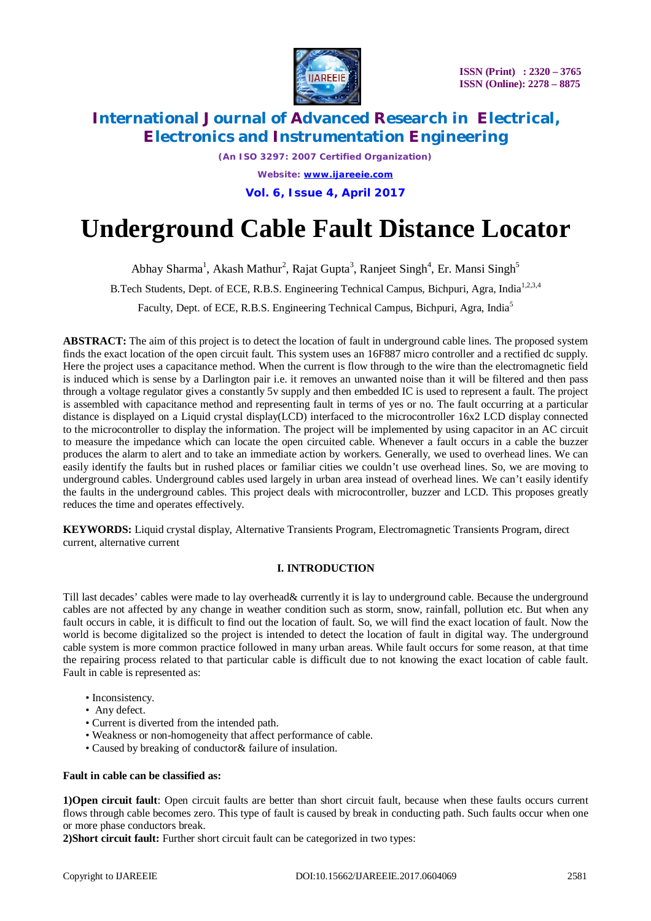# International Journal of Advanced Research in Electrical, Electronics and Instrumentation Engineering

*(An ISO 3297: 2007 Certified Organization)*

*Website: www.ijareeie.com*

**Vol. 6, Issue 4, April 2017**

ISSN (Print) : 2320 – 3765
ISSN (Online): 2278 – 8875

# Underground Cable Fault Distance Locator

Abhay Sharma[1], Akash Mathur[2], Rajat Gupta[3], Ranjeet Singh[4], Er. Mansi Singh[5]

B.Tech Students, Dept. of ECE, R.B.S. Engineering Technical Campus, Bichpuri, Agra, India[1,2,3,4]

Faculty, Dept. of ECE, R.B.S. Engineering Technical Campus, Bichpuri, Agra, India[5]

**ABSTRACT:** The aim of this project is to detect the location of fault in underground cable lines. The proposed system finds the exact location of the open circuit fault. This system uses an 16F887 micro controller and a rectified dc supply. Here the project uses a capacitance method. When the current is flow through to the wire than the electromagnetic field is induced which is sense by a Darlington pair i.e. it removes an unwanted noise than it will be filtered and then pass through a voltage regulator gives a constantly 5v supply and then embedded IC is used to represent a fault. The project is assembled with capacitance method and representing fault in terms of yes or no. The fault occurring at a particular distance is displayed on a Liquid crystal display(LCD) interfaced to the microcontroller 16x2 LCD display connected to the microcontroller to display the information. The project will be implemented by using capacitor in an AC circuit to measure the impedance which can locate the open circuited cable. Whenever a fault occurs in a cable the buzzer produces the alarm to alert and to take an immediate action by workers. Generally, we used to overhead lines. We can easily identify the faults but in rushed places or familiar cities we couldn't use overhead lines. So, we are moving to underground cables. Underground cables used largely in urban area instead of overhead lines. We can't easily identify the faults in the underground cables. This project deals with microcontroller, buzzer and LCD. This proposes greatly reduces the time and operates effectively.

**KEYWORDS:** Liquid crystal display, Alternative Transients Program, Electromagnetic Transients Program, direct current, alternative current

## I. INTRODUCTION

Till last decades' cables were made to lay overhead& currently it is lay to underground cable. Because the underground cables are not affected by any change in weather condition such as storm, snow, rainfall, pollution etc. But when any fault occurs in cable, it is difficult to find out the location of fault. So, we will find the exact location of fault. Now the world is become digitalized so the project is intended to detect the location of fault in digital way. The underground cable system is more common practice followed in many urban areas. While fault occurs for some reason, at that time the repairing process related to that particular cable is difficult due to not knowing the exact location of cable fault. Fault in cable is represented as:

- Inconsistency.
- Any defect.
- Current is diverted from the intended path.
- Weakness or non-homogeneity that affect performance of cable.
- Caused by breaking of conductor& failure of insulation.

**Fault in cable can be classified as:**

**1)Open circuit fault**: Open circuit faults are better than short circuit fault, because when these faults occurs current flows through cable becomes zero. This type of fault is caused by break in conducting path. Such faults occur when one or more phase conductors break.

**2)Short circuit fault:** Further short circuit fault can be categorized in two types: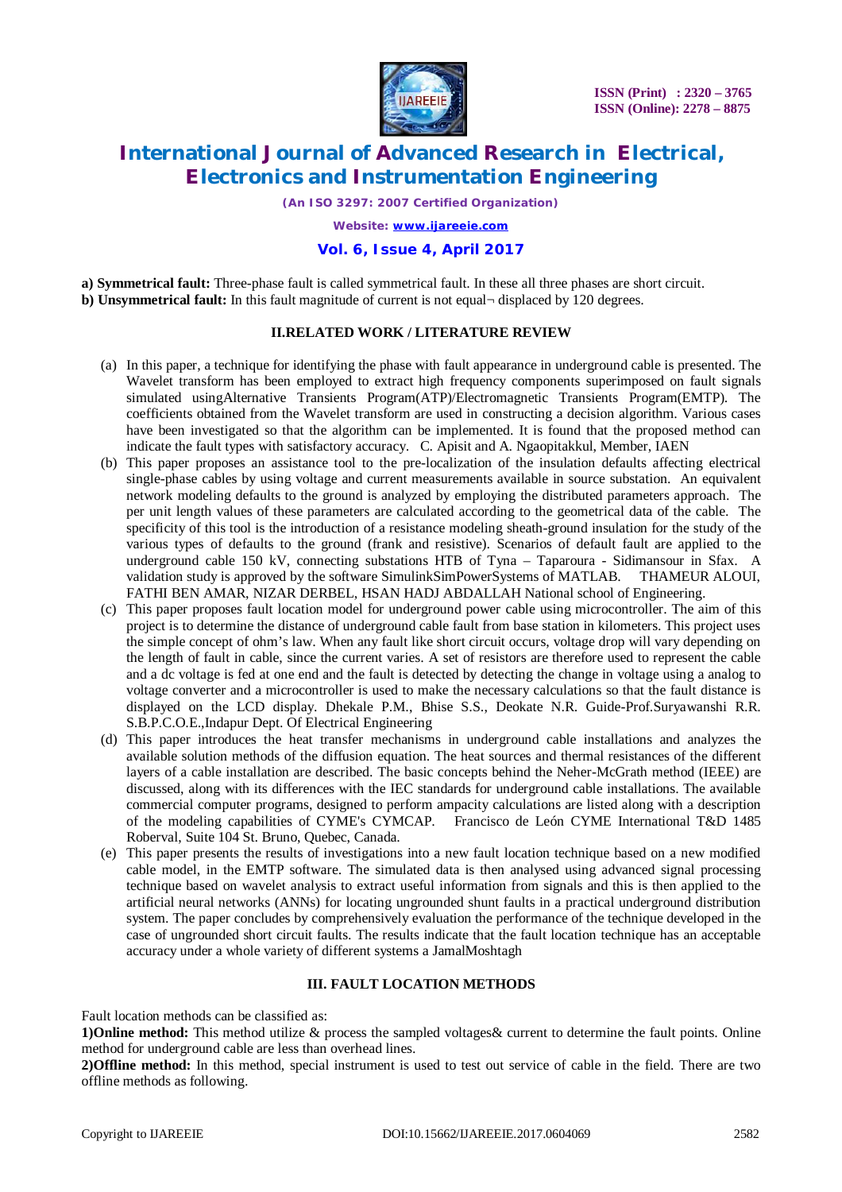**a) Symmetrical fault:** Three-phase fault is called symmetrical fault. In these all three phases are short circuit.
**b) Unsymmetrical fault:** In this fault magnitude of current is not equal¬ displaced by 120 degrees.

## II.RELATED WORK / LITERATURE REVIEW

(a) In this paper, a technique for identifying the phase with fault appearance in underground cable is presented. The Wavelet transform has been employed to extract high frequency components superimposed on fault signals simulated usingAlternative Transients Program(ATP)/Electromagnetic Transients Program(EMTP). The coefficients obtained from the Wavelet transform are used in constructing a decision algorithm. Various cases have been investigated so that the algorithm can be implemented. It is found that the proposed method can indicate the fault types with satisfactory accuracy. C. Apisit and A. Ngaopitakkul, Member, IAEN

(b) This paper proposes an assistance tool to the pre-localization of the insulation defaults affecting electrical single-phase cables by using voltage and current measurements available in source substation. An equivalent network modeling defaults to the ground is analyzed by employing the distributed parameters approach. The per unit length values of these parameters are calculated according to the geometrical data of the cable. The specificity of this tool is the introduction of a resistance modeling sheath-ground insulation for the study of the various types of defaults to the ground (frank and resistive). Scenarios of default fault are applied to the underground cable 150 kV, connecting substations HTB of Tyna – Taparoura - Sidimansour in Sfax. A validation study is approved by the software SimulinkSimPowerSystems of MATLAB. THAMEUR ALOUI, FATHI BEN AMAR, NIZAR DERBEL, HSAN HADJ ABDALLAH National school of Engineering.

(c) This paper proposes fault location model for underground power cable using microcontroller. The aim of this project is to determine the distance of underground cable fault from base station in kilometers. This project uses the simple concept of ohm's law. When any fault like short circuit occurs, voltage drop will vary depending on the length of fault in cable, since the current varies. A set of resistors are therefore used to represent the cable and a dc voltage is fed at one end and the fault is detected by detecting the change in voltage using a analog to voltage converter and a microcontroller is used to make the necessary calculations so that the fault distance is displayed on the LCD display. Dhekale P.M., Bhise S.S., Deokate N.R. Guide-Prof.Suryawanshi R.R. S.B.P.C.O.E.,Indapur Dept. Of Electrical Engineering

(d) This paper introduces the heat transfer mechanisms in underground cable installations and analyzes the available solution methods of the diffusion equation. The heat sources and thermal resistances of the different layers of a cable installation are described. The basic concepts behind the Neher-McGrath method (IEEE) are discussed, along with its differences with the IEC standards for underground cable installations. The available commercial computer programs, designed to perform ampacity calculations are listed along with a description of the modeling capabilities of CYME's CYMCAP. Francisco de León CYME International T&D 1485 Roberval, Suite 104 St. Bruno, Quebec, Canada.

(e) This paper presents the results of investigations into a new fault location technique based on a new modified cable model, in the EMTP software. The simulated data is then analysed using advanced signal processing technique based on wavelet analysis to extract useful information from signals and this is then applied to the artificial neural networks (ANNs) for locating ungrounded shunt faults in a practical underground distribution system. The paper concludes by comprehensively evaluation the performance of the technique developed in the case of ungrounded short circuit faults. The results indicate that the fault location technique has an acceptable accuracy under a whole variety of different systems a JamalMoshtagh

## III. FAULT LOCATION METHODS

Fault location methods can be classified as:
**1)Online method:** This method utilize & process the sampled voltages& current to determine the fault points. Online method for underground cable are less than overhead lines.
**2)Offline method:** In this method, special instrument is used to test out service of cable in the field. There are two offline methods as following.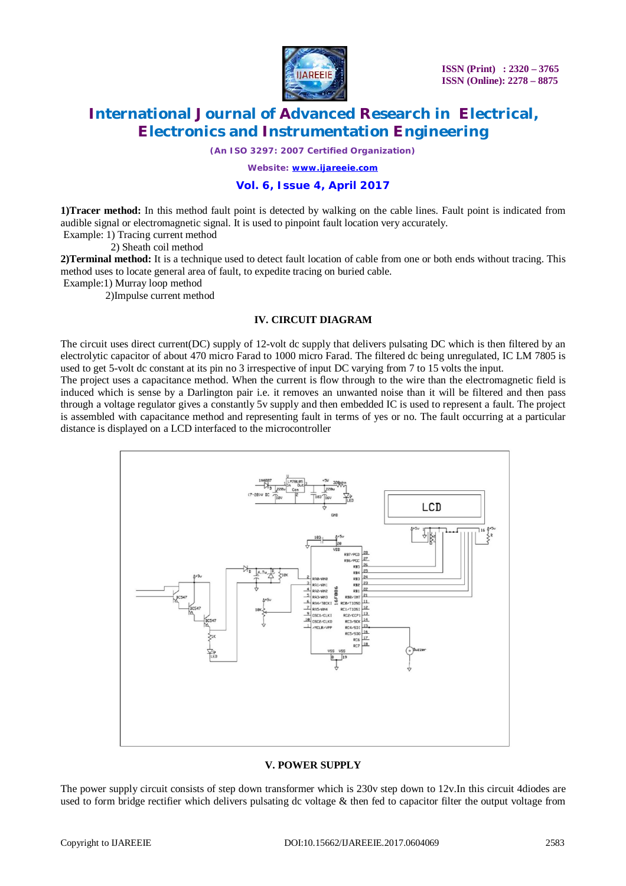**1)Tracer method:** In this method fault point is detected by walking on the cable lines. Fault point is indicated from audible signal or electromagnetic signal. It is used to pinpoint fault location very accurately.

Example: 1) Tracing current method

2) Sheath coil method

**2)Terminal method:** It is a technique used to detect fault location of cable from one or both ends without tracing. This method uses to locate general area of fault, to expedite tracing on buried cable.

Example:1) Murray loop method

2)Impulse current method

## IV. CIRCUIT DIAGRAM

The circuit uses direct current(DC) supply of 12-volt dc supply that delivers pulsating DC which is then filtered by an electrolytic capacitor of about 470 micro Farad to 1000 micro Farad. The filtered dc being unregulated, IC LM 7805 is used to get 5-volt dc constant at its pin no 3 irrespective of input DC varying from 7 to 15 volts the input.

The project uses a capacitance method. When the current is flow through to the wire than the electromagnetic field is induced which is sense by a Darlington pair i.e. it removes an unwanted noise than it will be filtered and then pass through a voltage regulator gives a constantly 5v supply and then embedded IC is used to represent a fault. The project is assembled with capacitance method and representing fault in terms of yes or no. The fault occurring at a particular distance is displayed on a LCD interfaced to the microcontroller

## V. POWER SUPPLY

The power supply circuit consists of step down transformer which is 230v step down to 12v.In this circuit 4diodes are used to form bridge rectifier which delivers pulsating dc voltage & then fed to capacitor filter the output voltage from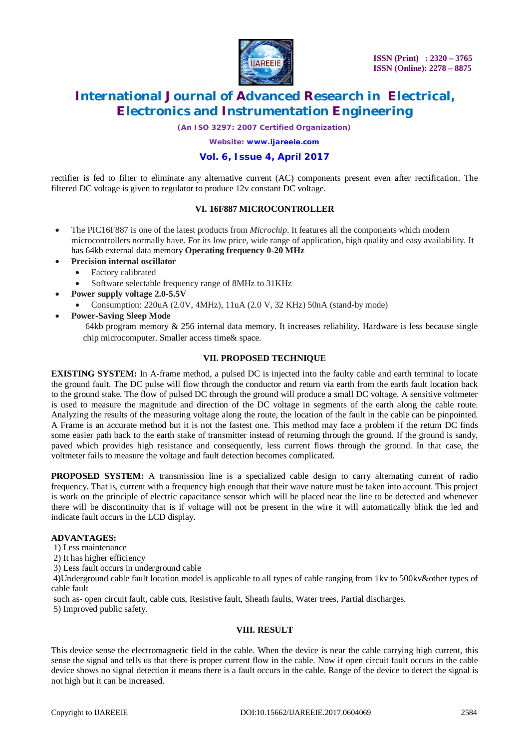rectifier is fed to filter to eliminate any alternative current (AC) components present even after rectification. The filtered DC voltage is given to regulator to produce 12v constant DC voltage.

## VI. 16F887 MICROCONTROLLER

- The PIC16F887 is one of the latest products from *Microchip*. It features all the components which modern microcontrollers normally have. For its low price, wide range of application, high quality and easy availability. It has 64kb external data memory **Operating frequency 0-20 MHz**
- **Precision internal oscillator**
  - Factory calibrated
  - Software selectable frequency range of 8MHz to 31KHz
- **Power supply voltage 2.0-5.5V**
  - Consumption: 220uA (2.0V, 4MHz), 11uA (2.0 V, 32 KHz) 50nA (stand-by mode)
- **Power-Saving Sleep Mode**

  64kb program memory & 256 internal data memory. It increases reliability. Hardware is less because single chip microcomputer. Smaller access time& space.

## VII. PROPOSED TECHNIQUE

**EXISTING SYSTEM:** In A-frame method, a pulsed DC is injected into the faulty cable and earth terminal to locate the ground fault. The DC pulse will flow through the conductor and return via earth from the earth fault location back to the ground stake. The flow of pulsed DC through the ground will produce a small DC voltage. A sensitive voltmeter is used to measure the magnitude and direction of the DC voltage in segments of the earth along the cable route. Analyzing the results of the measuring voltage along the route, the location of the fault in the cable can be pinpointed. A Frame is an accurate method but it is not the fastest one. This method may face a problem if the return DC finds some easier path back to the earth stake of transmitter instead of returning through the ground. If the ground is sandy, paved which provides high resistance and consequently, less current flows through the ground. In that case, the voltmeter fails to measure the voltage and fault detection becomes complicated.

**PROPOSED SYSTEM:** A transmission line is a specialized cable design to carry alternating current of radio frequency. That is, current with a frequency high enough that their wave nature must be taken into account. This project is work on the principle of electric capacitance sensor which will be placed near the line to be detected and whenever there will be discontinuity that is if voltage will not be present in the wire it will automatically blink the led and indicate fault occurs in the LCD display.

**ADVANTAGES:**

1) Less maintenance
2) It has higher efficiency
3) Less fault occurs in underground cable
4)Underground cable fault location model is applicable to all types of cable ranging from 1kv to 500kv&other types of cable fault
such as- open circuit fault, cable cuts, Resistive fault, Sheath faults, Water trees, Partial discharges.
5) Improved public safety.

## VIII. RESULT

This device sense the electromagnetic field in the cable. When the device is near the cable carrying high current, this sense the signal and tells us that there is proper current flow in the cable. Now if open circuit fault occurs in the cable device shows no signal detection it means there is a fault occurs in the cable. Range of the device to detect the signal is not high but it can be increased.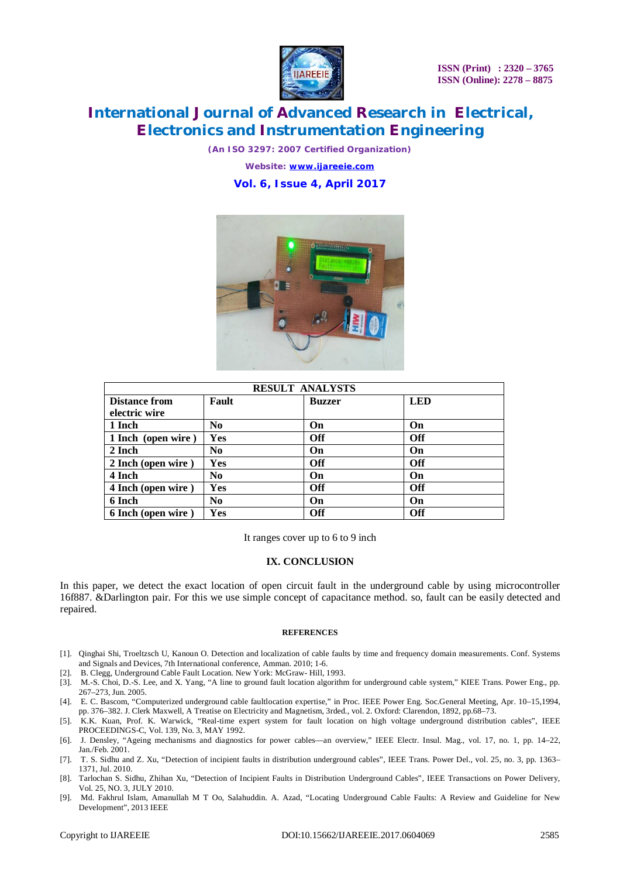| RESULT ANALYSTS | | | |
|---|---|---|---|
| **Distance from electric wire** | **Fault** | **Buzzer** | **LED** |
| **1 Inch** | **No** | **On** | **On** |
| **1 Inch (open wire )** | **Yes** | **Off** | **Off** |
| **2 Inch** | **No** | **On** | **On** |
| **2 Inch (open wire )** | **Yes** | **Off** | **Off** |
| **4 Inch** | **No** | **On** | **On** |
| **4 Inch (open wire )** | **Yes** | **Off** | **Off** |
| **6 Inch** | **No** | **On** | **On** |
| **6 Inch (open wire )** | **Yes** | **Off** | **Off** |

It ranges cover up to 6 to 9 inch

## IX. CONCLUSION

In this paper, we detect the exact location of open circuit fault in the underground cable by using microcontroller 16f887. &Darlington pair. For this we use simple concept of capacitance method. so, fault can be easily detected and repaired.

### REFERENCES

[1]. Qinghai Shi, Troeltzsch U, Kanoun O. Detection and localization of cable faults by time and frequency domain measurements. Conf. Systems and Signals and Devices, 7th International conference, Amman. 2010; 1-6.

[2]. B. Clegg, Underground Cable Fault Location. New York: McGraw- Hill, 1993.

[3]. M.-S. Choi, D.-S. Lee, and X. Yang, "A line to ground fault location algorithm for underground cable system," KIEE Trans. Power Eng., pp. 267–273, Jun. 2005.

[4]. E. C. Bascom, "Computerized underground cable faultlocation expertise," in Proc. IEEE Power Eng. Soc.General Meeting, Apr. 10–15,1994, pp. 376–382. J. Clerk Maxwell, A Treatise on Electricity and Magnetism, 3rded., vol. 2. Oxford: Clarendon, 1892, pp.68–73.

[5]. K.K. Kuan, Prof. K. Warwick, "Real-time expert system for fault location on high voltage underground distribution cables", IEEE PROCEEDINGS-C, Vol. 139, No. 3, MAY 1992.

[6]. J. Densley, "Ageing mechanisms and diagnostics for power cables—an overview," IEEE Electr. Insul. Mag., vol. 17, no. 1, pp. 14–22, Jan./Feb. 2001.

[7]. T. S. Sidhu and Z. Xu, "Detection of incipient faults in distribution underground cables", IEEE Trans. Power Del., vol. 25, no. 3, pp. 1363–1371, Jul. 2010.

[8]. Tarlochan S. Sidhu, Zhihan Xu, "Detection of Incipient Faults in Distribution Underground Cables", IEEE Transactions on Power Delivery, Vol. 25, NO. 3, JULY 2010.

[9]. Md. Fakhrul Islam, Amanullah M T Oo, Salahuddin. A. Azad, "Locating Underground Cable Faults: A Review and Guideline for New Development", 2013 IEEE